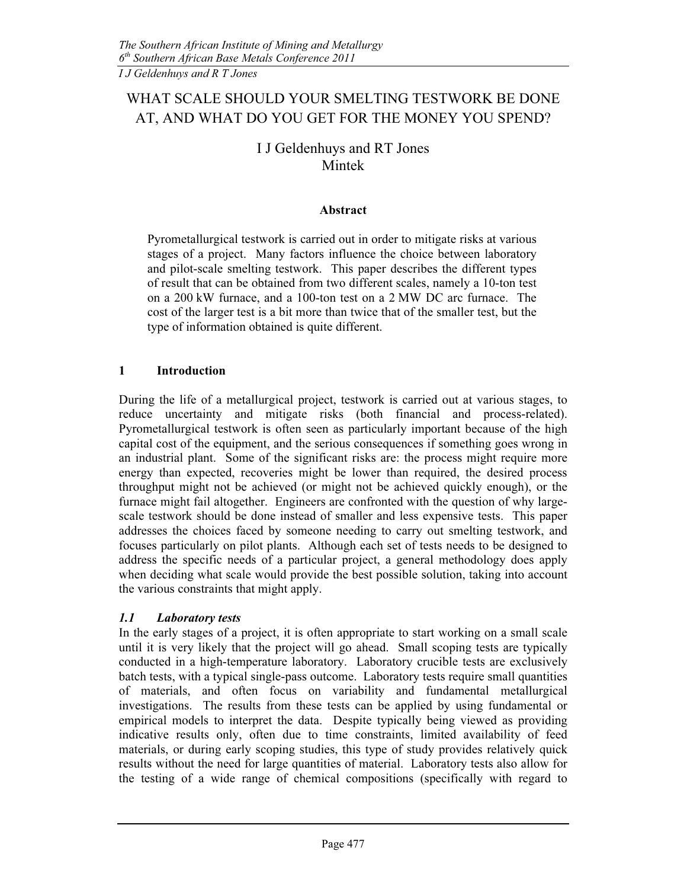// I'll omit running headers (conference name, authors) and page number.

# WHAT SCALE SHOULD YOUR SMELTING TESTWORK BE DONE AT, AND WHAT DO YOU GET FOR THE MONEY YOU SPEND?

I J Geldenhuys and RT Jones
Mintek

### Abstract

Pyrometallurgical testwork is carried out in order to mitigate risks at various stages of a project. Many factors influence the choice between laboratory and pilot-scale smelting testwork. This paper describes the different types of result that can be obtained from two different scales, namely a 10-ton test on a 200 kW furnace, and a 100-ton test on a 2 MW DC arc furnace. The cost of the larger test is a bit more than twice that of the smaller test, but the type of information obtained is quite different.

## 1 Introduction

During the life of a metallurgical project, testwork is carried out at various stages, to reduce uncertainty and mitigate risks (both financial and process-related). Pyrometallurgical testwork is often seen as particularly important because of the high capital cost of the equipment, and the serious consequences if something goes wrong in an industrial plant. Some of the significant risks are: the process might require more energy than expected, recoveries might be lower than required, the desired process throughput might not be achieved (or might not be achieved quickly enough), or the furnace might fail altogether. Engineers are confronted with the question of why large-scale testwork should be done instead of smaller and less expensive tests. This paper addresses the choices faced by someone needing to carry out smelting testwork, and focuses particularly on pilot plants. Although each set of tests needs to be designed to address the specific needs of a particular project, a general methodology does apply when deciding what scale would provide the best possible solution, taking into account the various constraints that might apply.

### *1.1 Laboratory tests*

In the early stages of a project, it is often appropriate to start working on a small scale until it is very likely that the project will go ahead. Small scoping tests are typically conducted in a high-temperature laboratory. Laboratory crucible tests are exclusively batch tests, with a typical single-pass outcome. Laboratory tests require small quantities of materials, and often focus on variability and fundamental metallurgical investigations. The results from these tests can be applied by using fundamental or empirical models to interpret the data. Despite typically being viewed as providing indicative results only, often due to time constraints, limited availability of feed materials, or during early scoping studies, this type of study provides relatively quick results without the need for large quantities of material. Laboratory tests also allow for the testing of a wide range of chemical compositions (specifically with regard to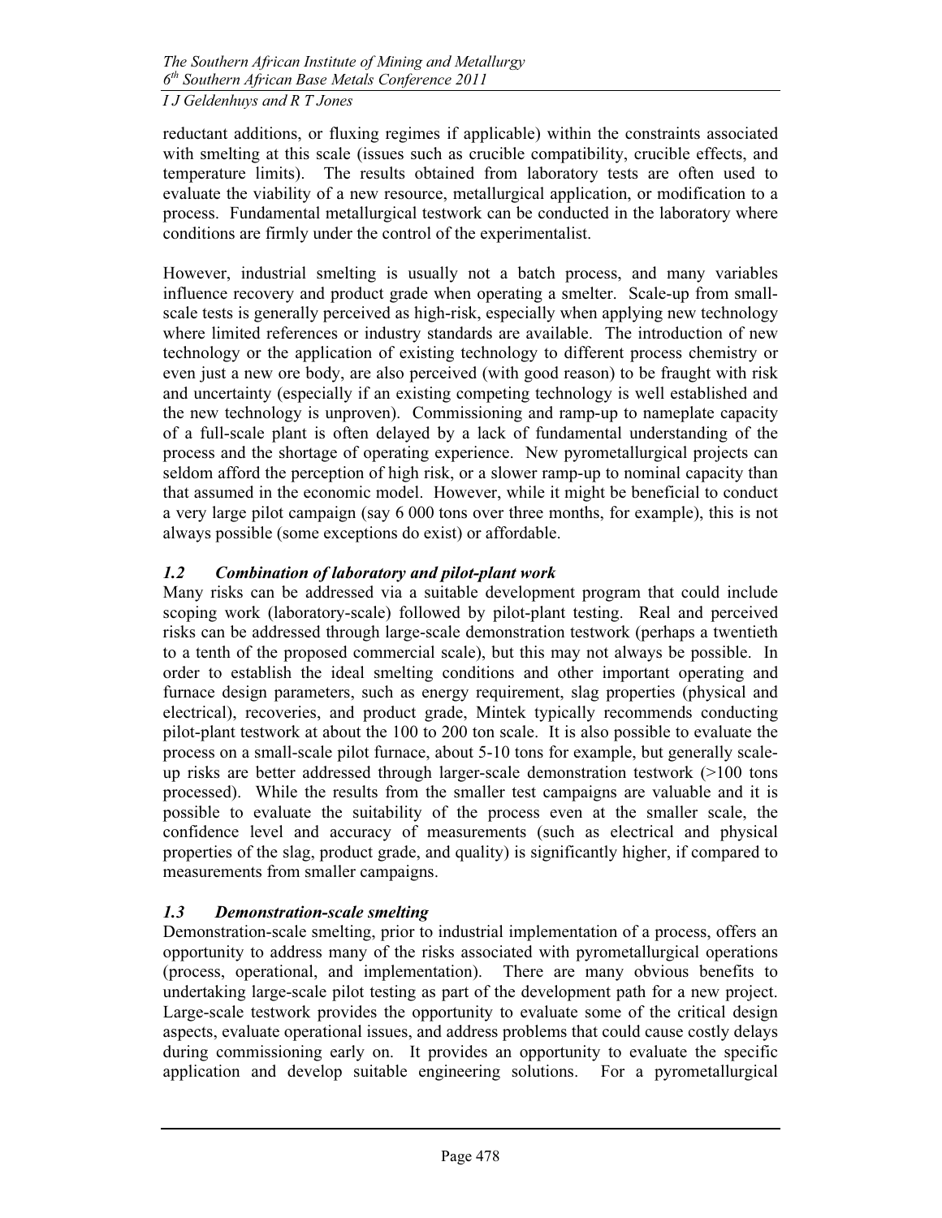reductant additions, or fluxing regimes if applicable) within the constraints associated with smelting at this scale (issues such as crucible compatibility, crucible effects, and temperature limits). The results obtained from laboratory tests are often used to evaluate the viability of a new resource, metallurgical application, or modification to a process. Fundamental metallurgical testwork can be conducted in the laboratory where conditions are firmly under the control of the experimentalist.

However, industrial smelting is usually not a batch process, and many variables influence recovery and product grade when operating a smelter. Scale-up from small-scale tests is generally perceived as high-risk, especially when applying new technology where limited references or industry standards are available. The introduction of new technology or the application of existing technology to different process chemistry or even just a new ore body, are also perceived (with good reason) to be fraught with risk and uncertainty (especially if an existing competing technology is well established and the new technology is unproven). Commissioning and ramp-up to nameplate capacity of a full-scale plant is often delayed by a lack of fundamental understanding of the process and the shortage of operating experience. New pyrometallurgical projects can seldom afford the perception of high risk, or a slower ramp-up to nominal capacity than that assumed in the economic model. However, while it might be beneficial to conduct a very large pilot campaign (say 6 000 tons over three months, for example), this is not always possible (some exceptions do exist) or affordable.

### *1.2 Combination of laboratory and pilot-plant work*

Many risks can be addressed via a suitable development program that could include scoping work (laboratory-scale) followed by pilot-plant testing. Real and perceived risks can be addressed through large-scale demonstration testwork (perhaps a twentieth to a tenth of the proposed commercial scale), but this may not always be possible. In order to establish the ideal smelting conditions and other important operating and furnace design parameters, such as energy requirement, slag properties (physical and electrical), recoveries, and product grade, Mintek typically recommends conducting pilot-plant testwork at about the 100 to 200 ton scale. It is also possible to evaluate the process on a small-scale pilot furnace, about 5-10 tons for example, but generally scale-up risks are better addressed through larger-scale demonstration testwork (>100 tons processed). While the results from the smaller test campaigns are valuable and it is possible to evaluate the suitability of the process even at the smaller scale, the confidence level and accuracy of measurements (such as electrical and physical properties of the slag, product grade, and quality) is significantly higher, if compared to measurements from smaller campaigns.

### *1.3 Demonstration-scale smelting*

Demonstration-scale smelting, prior to industrial implementation of a process, offers an opportunity to address many of the risks associated with pyrometallurgical operations (process, operational, and implementation). There are many obvious benefits to undertaking large-scale pilot testing as part of the development path for a new project. Large-scale testwork provides the opportunity to evaluate some of the critical design aspects, evaluate operational issues, and address problems that could cause costly delays during commissioning early on. It provides an opportunity to evaluate the specific application and develop suitable engineering solutions. For a pyrometallurgical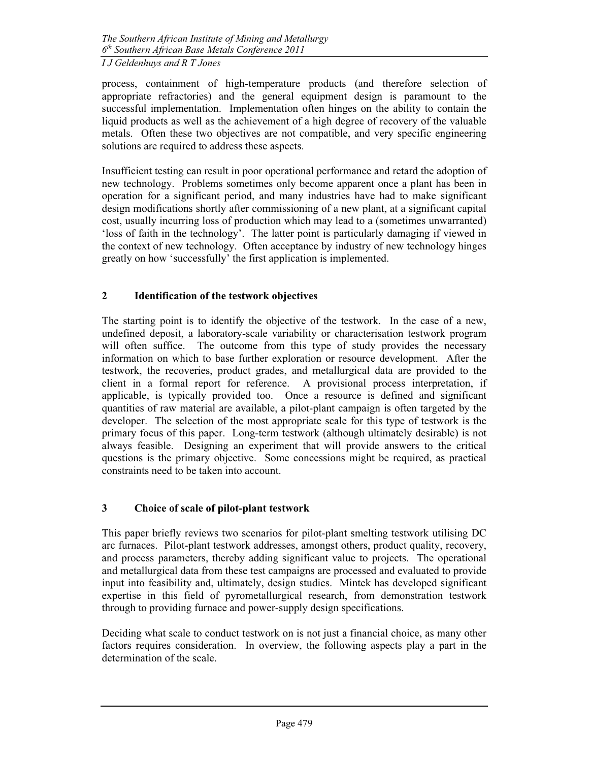process, containment of high-temperature products (and therefore selection of appropriate refractories) and the general equipment design is paramount to the successful implementation. Implementation often hinges on the ability to contain the liquid products as well as the achievement of a high degree of recovery of the valuable metals. Often these two objectives are not compatible, and very specific engineering solutions are required to address these aspects.

Insufficient testing can result in poor operational performance and retard the adoption of new technology. Problems sometimes only become apparent once a plant has been in operation for a significant period, and many industries have had to make significant design modifications shortly after commissioning of a new plant, at a significant capital cost, usually incurring loss of production which may lead to a (sometimes unwarranted) 'loss of faith in the technology'. The latter point is particularly damaging if viewed in the context of new technology. Often acceptance by industry of new technology hinges greatly on how 'successfully' the first application is implemented.

## 2 Identification of the testwork objectives

The starting point is to identify the objective of the testwork. In the case of a new, undefined deposit, a laboratory-scale variability or characterisation testwork program will often suffice. The outcome from this type of study provides the necessary information on which to base further exploration or resource development. After the testwork, the recoveries, product grades, and metallurgical data are provided to the client in a formal report for reference. A provisional process interpretation, if applicable, is typically provided too. Once a resource is defined and significant quantities of raw material are available, a pilot-plant campaign is often targeted by the developer. The selection of the most appropriate scale for this type of testwork is the primary focus of this paper. Long-term testwork (although ultimately desirable) is not always feasible. Designing an experiment that will provide answers to the critical questions is the primary objective. Some concessions might be required, as practical constraints need to be taken into account.

## 3 Choice of scale of pilot-plant testwork

This paper briefly reviews two scenarios for pilot-plant smelting testwork utilising DC arc furnaces. Pilot-plant testwork addresses, amongst others, product quality, recovery, and process parameters, thereby adding significant value to projects. The operational and metallurgical data from these test campaigns are processed and evaluated to provide input into feasibility and, ultimately, design studies. Mintek has developed significant expertise in this field of pyrometallurgical research, from demonstration testwork through to providing furnace and power-supply design specifications.

Deciding what scale to conduct testwork on is not just a financial choice, as many other factors requires consideration. In overview, the following aspects play a part in the determination of the scale.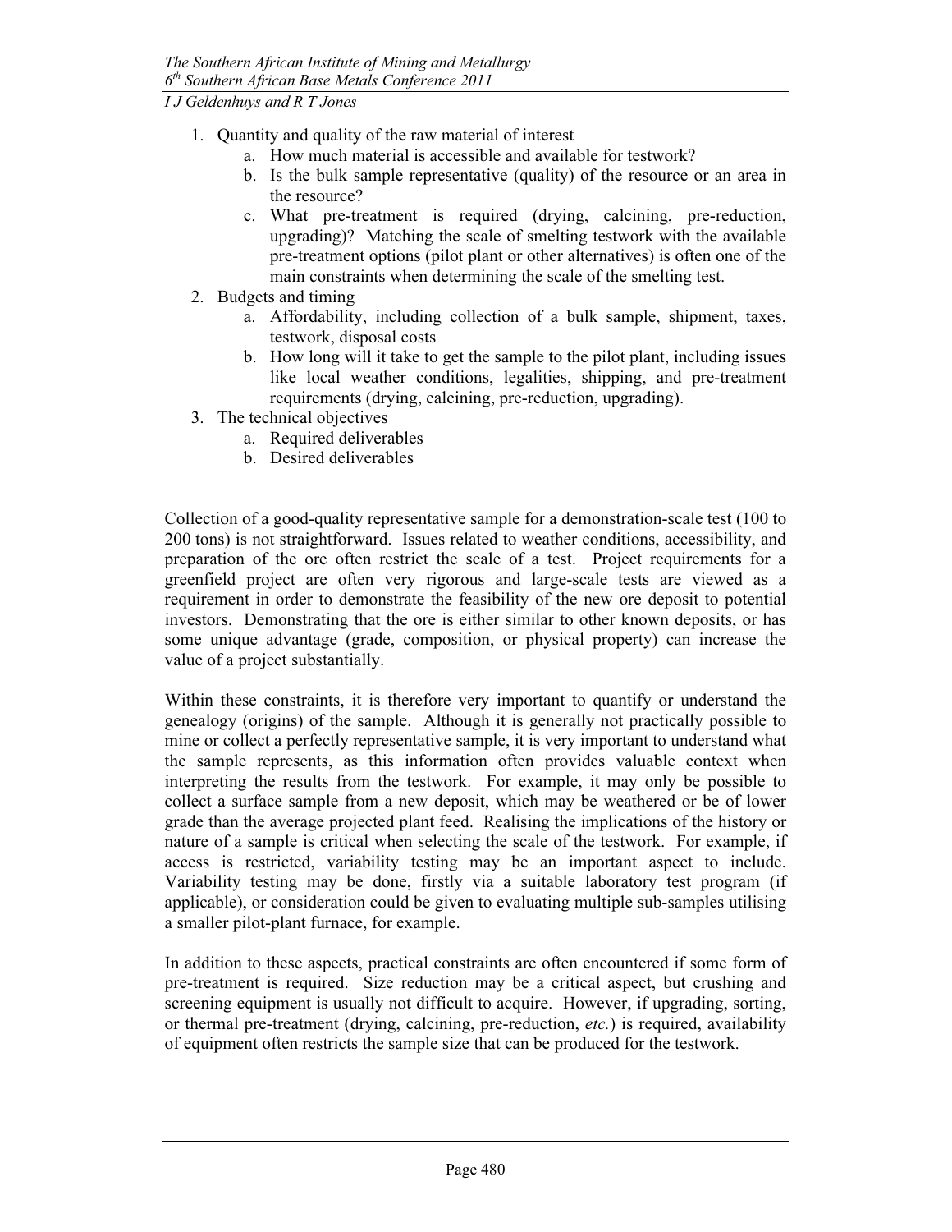1. Quantity and quality of the raw material of interest
    a. How much material is accessible and available for testwork?
    b. Is the bulk sample representative (quality) of the resource or an area in the resource?
    c. What pre-treatment is required (drying, calcining, pre-reduction, upgrading)? Matching the scale of smelting testwork with the available pre-treatment options (pilot plant or other alternatives) is often one of the main constraints when determining the scale of the smelting test.
2. Budgets and timing
    a. Affordability, including collection of a bulk sample, shipment, taxes, testwork, disposal costs
    b. How long will it take to get the sample to the pilot plant, including issues like local weather conditions, legalities, shipping, and pre-treatment requirements (drying, calcining, pre-reduction, upgrading).
3. The technical objectives
    a. Required deliverables
    b. Desired deliverables

Collection of a good-quality representative sample for a demonstration-scale test (100 to 200 tons) is not straightforward. Issues related to weather conditions, accessibility, and preparation of the ore often restrict the scale of a test. Project requirements for a greenfield project are often very rigorous and large-scale tests are viewed as a requirement in order to demonstrate the feasibility of the new ore deposit to potential investors. Demonstrating that the ore is either similar to other known deposits, or has some unique advantage (grade, composition, or physical property) can increase the value of a project substantially.

Within these constraints, it is therefore very important to quantify or understand the genealogy (origins) of the sample. Although it is generally not practically possible to mine or collect a perfectly representative sample, it is very important to understand what the sample represents, as this information often provides valuable context when interpreting the results from the testwork. For example, it may only be possible to collect a surface sample from a new deposit, which may be weathered or be of lower grade than the average projected plant feed. Realising the implications of the history or nature of a sample is critical when selecting the scale of the testwork. For example, if access is restricted, variability testing may be an important aspect to include. Variability testing may be done, firstly via a suitable laboratory test program (if applicable), or consideration could be given to evaluating multiple sub-samples utilising a smaller pilot-plant furnace, for example.

In addition to these aspects, practical constraints are often encountered if some form of pre-treatment is required. Size reduction may be a critical aspect, but crushing and screening equipment is usually not difficult to acquire. However, if upgrading, sorting, or thermal pre-treatment (drying, calcining, pre-reduction, *etc.*) is required, availability of equipment often restricts the sample size that can be produced for the testwork.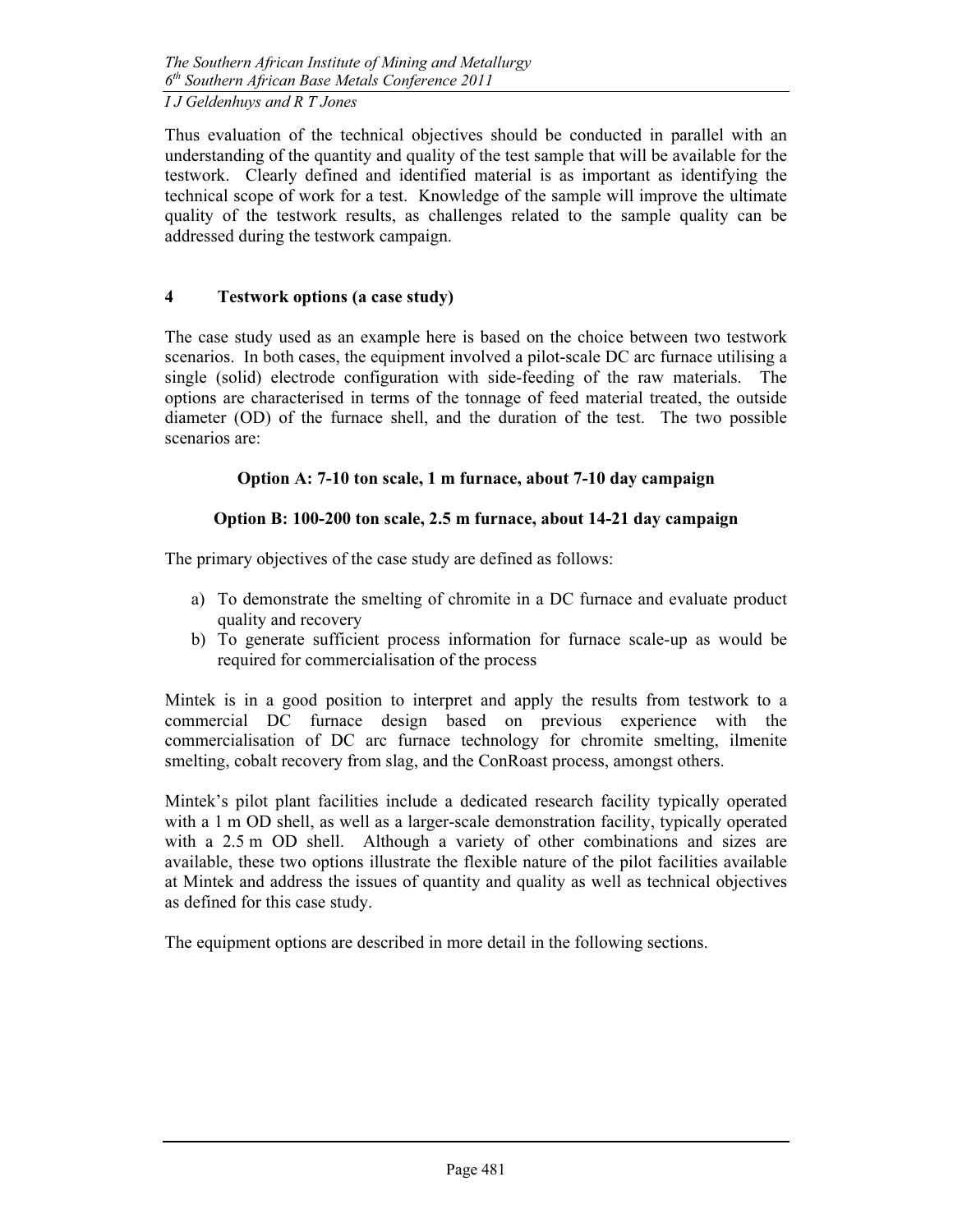Thus evaluation of the technical objectives should be conducted in parallel with an understanding of the quantity and quality of the test sample that will be available for the testwork. Clearly defined and identified material is as important as identifying the technical scope of work for a test. Knowledge of the sample will improve the ultimate quality of the testwork results, as challenges related to the sample quality can be addressed during the testwork campaign.

## 4 Testwork options (a case study)

The case study used as an example here is based on the choice between two testwork scenarios. In both cases, the equipment involved a pilot-scale DC arc furnace utilising a single (solid) electrode configuration with side-feeding of the raw materials. The options are characterised in terms of the tonnage of feed material treated, the outside diameter (OD) of the furnace shell, and the duration of the test. The two possible scenarios are:

**Option A: 7-10 ton scale, 1 m furnace, about 7-10 day campaign**

**Option B: 100-200 ton scale, 2.5 m furnace, about 14-21 day campaign**

The primary objectives of the case study are defined as follows:

a) To demonstrate the smelting of chromite in a DC furnace and evaluate product quality and recovery
b) To generate sufficient process information for furnace scale-up as would be required for commercialisation of the process

Mintek is in a good position to interpret and apply the results from testwork to a commercial DC furnace design based on previous experience with the commercialisation of DC arc furnace technology for chromite smelting, ilmenite smelting, cobalt recovery from slag, and the ConRoast process, amongst others.

Mintek's pilot plant facilities include a dedicated research facility typically operated with a 1 m OD shell, as well as a larger-scale demonstration facility, typically operated with a 2.5 m OD shell. Although a variety of other combinations and sizes are available, these two options illustrate the flexible nature of the pilot facilities available at Mintek and address the issues of quantity and quality as well as technical objectives as defined for this case study.

The equipment options are described in more detail in the following sections.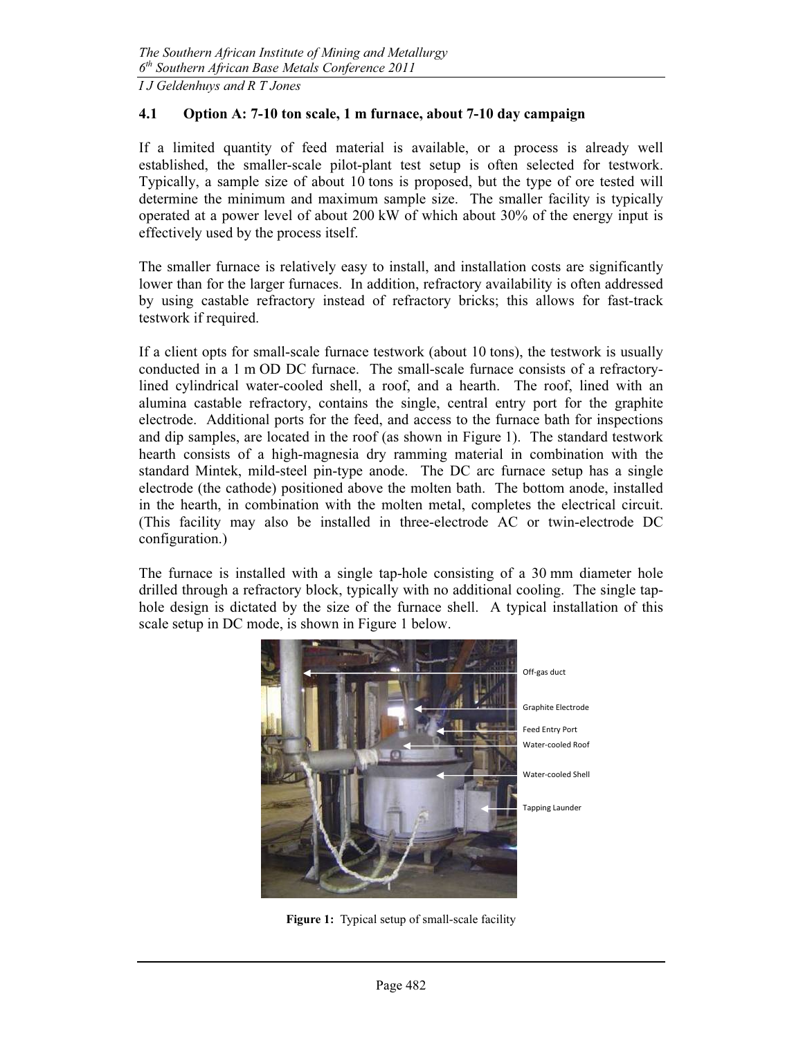### 4.1 Option A: 7-10 ton scale, 1 m furnace, about 7-10 day campaign

If a limited quantity of feed material is available, or a process is already well established, the smaller-scale pilot-plant test setup is often selected for testwork. Typically, a sample size of about 10 tons is proposed, but the type of ore tested will determine the minimum and maximum sample size. The smaller facility is typically operated at a power level of about 200 kW of which about 30% of the energy input is effectively used by the process itself.

The smaller furnace is relatively easy to install, and installation costs are significantly lower than for the larger furnaces. In addition, refractory availability is often addressed by using castable refractory instead of refractory bricks; this allows for fast-track testwork if required.

If a client opts for small-scale furnace testwork (about 10 tons), the testwork is usually conducted in a 1 m OD DC furnace. The small-scale furnace consists of a refractory-lined cylindrical water-cooled shell, a roof, and a hearth. The roof, lined with an alumina castable refractory, contains the single, central entry port for the graphite electrode. Additional ports for the feed, and access to the furnace bath for inspections and dip samples, are located in the roof (as shown in Figure 1). The standard testwork hearth consists of a high-magnesia dry ramming material in combination with the standard Mintek, mild-steel pin-type anode. The DC arc furnace setup has a single electrode (the cathode) positioned above the molten bath. The bottom anode, installed in the hearth, in combination with the molten metal, completes the electrical circuit. (This facility may also be installed in three-electrode AC or twin-electrode DC configuration.)

The furnace is installed with a single tap-hole consisting of a 30 mm diameter hole drilled through a refractory block, typically with no additional cooling. The single tap-hole design is dictated by the size of the furnace shell. A typical installation of this scale setup in DC mode, is shown in Figure 1 below.

Off-gas duct

Graphite Electrode

Feed Entry Port

Water-cooled Roof

Water-cooled Shell

Tapping Launder

**Figure 1:** Typical setup of small-scale facility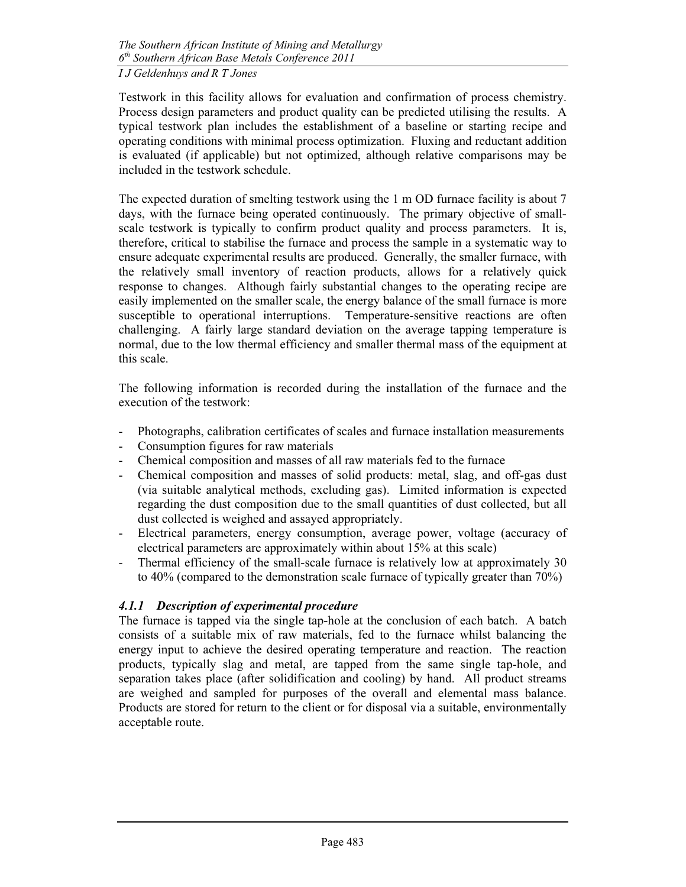Testwork in this facility allows for evaluation and confirmation of process chemistry. Process design parameters and product quality can be predicted utilising the results. A typical testwork plan includes the establishment of a baseline or starting recipe and operating conditions with minimal process optimization. Fluxing and reductant addition is evaluated (if applicable) but not optimized, although relative comparisons may be included in the testwork schedule.

The expected duration of smelting testwork using the 1 m OD furnace facility is about 7 days, with the furnace being operated continuously. The primary objective of small-scale testwork is typically to confirm product quality and process parameters. It is, therefore, critical to stabilise the furnace and process the sample in a systematic way to ensure adequate experimental results are produced. Generally, the smaller furnace, with the relatively small inventory of reaction products, allows for a relatively quick response to changes. Although fairly substantial changes to the operating recipe are easily implemented on the smaller scale, the energy balance of the small furnace is more susceptible to operational interruptions. Temperature-sensitive reactions are often challenging. A fairly large standard deviation on the average tapping temperature is normal, due to the low thermal efficiency and smaller thermal mass of the equipment at this scale.

The following information is recorded during the installation of the furnace and the execution of the testwork:

- Photographs, calibration certificates of scales and furnace installation measurements
- Consumption figures for raw materials
- Chemical composition and masses of all raw materials fed to the furnace
- Chemical composition and masses of solid products: metal, slag, and off-gas dust (via suitable analytical methods, excluding gas). Limited information is expected regarding the dust composition due to the small quantities of dust collected, but all dust collected is weighed and assayed appropriately.
- Electrical parameters, energy consumption, average power, voltage (accuracy of electrical parameters are approximately within about 15% at this scale)
- Thermal efficiency of the small-scale furnace is relatively low at approximately 30 to 40% (compared to the demonstration scale furnace of typically greater than 70%)

#### *4.1.1 Description of experimental procedure*

The furnace is tapped via the single tap-hole at the conclusion of each batch. A batch consists of a suitable mix of raw materials, fed to the furnace whilst balancing the energy input to achieve the desired operating temperature and reaction. The reaction products, typically slag and metal, are tapped from the same single tap-hole, and separation takes place (after solidification and cooling) by hand. All product streams are weighed and sampled for purposes of the overall and elemental mass balance. Products are stored for return to the client or for disposal via a suitable, environmentally acceptable route.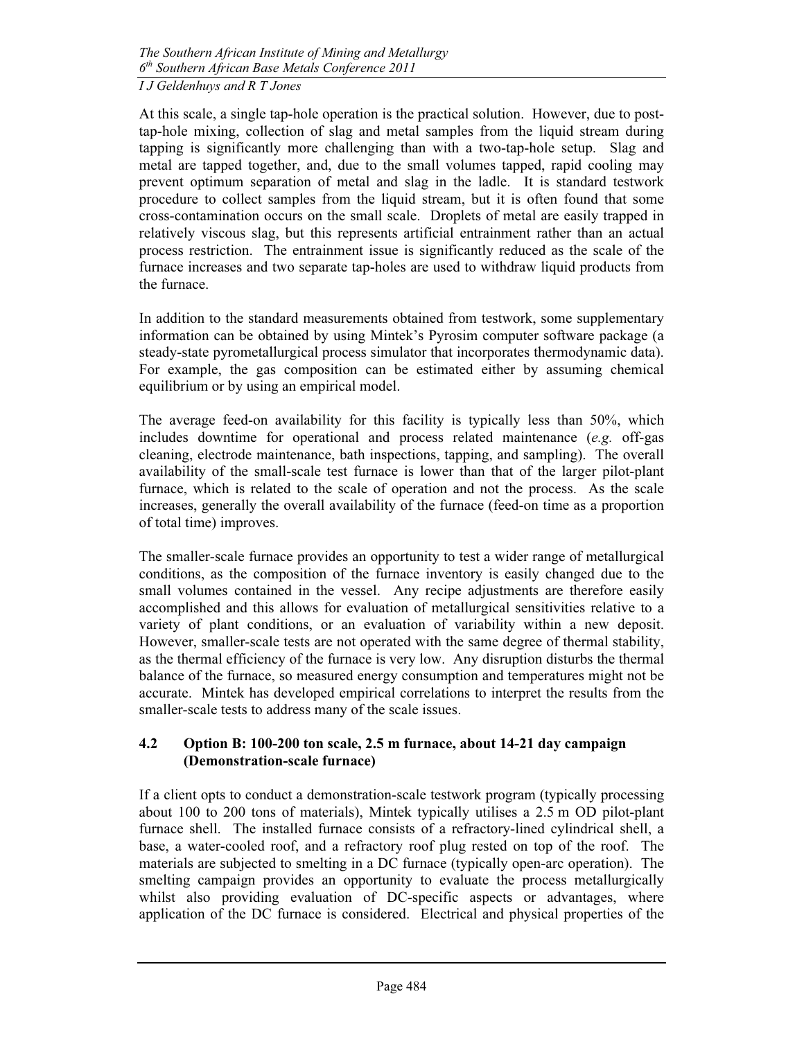At this scale, a single tap-hole operation is the practical solution. However, due to post-tap-hole mixing, collection of slag and metal samples from the liquid stream during tapping is significantly more challenging than with a two-tap-hole setup. Slag and metal are tapped together, and, due to the small volumes tapped, rapid cooling may prevent optimum separation of metal and slag in the ladle. It is standard testwork procedure to collect samples from the liquid stream, but it is often found that some cross-contamination occurs on the small scale. Droplets of metal are easily trapped in relatively viscous slag, but this represents artificial entrainment rather than an actual process restriction. The entrainment issue is significantly reduced as the scale of the furnace increases and two separate tap-holes are used to withdraw liquid products from the furnace.

In addition to the standard measurements obtained from testwork, some supplementary information can be obtained by using Mintek's Pyrosim computer software package (a steady-state pyrometallurgical process simulator that incorporates thermodynamic data). For example, the gas composition can be estimated either by assuming chemical equilibrium or by using an empirical model.

The average feed-on availability for this facility is typically less than 50%, which includes downtime for operational and process related maintenance (*e.g.* off-gas cleaning, electrode maintenance, bath inspections, tapping, and sampling). The overall availability of the small-scale test furnace is lower than that of the larger pilot-plant furnace, which is related to the scale of operation and not the process. As the scale increases, generally the overall availability of the furnace (feed-on time as a proportion of total time) improves.

The smaller-scale furnace provides an opportunity to test a wider range of metallurgical conditions, as the composition of the furnace inventory is easily changed due to the small volumes contained in the vessel. Any recipe adjustments are therefore easily accomplished and this allows for evaluation of metallurgical sensitivities relative to a variety of plant conditions, or an evaluation of variability within a new deposit. However, smaller-scale tests are not operated with the same degree of thermal stability, as the thermal efficiency of the furnace is very low. Any disruption disturbs the thermal balance of the furnace, so measured energy consumption and temperatures might not be accurate. Mintek has developed empirical correlations to interpret the results from the smaller-scale tests to address many of the scale issues.

### 4.2 Option B: 100-200 ton scale, 2.5 m furnace, about 14-21 day campaign (Demonstration-scale furnace)

If a client opts to conduct a demonstration-scale testwork program (typically processing about 100 to 200 tons of materials), Mintek typically utilises a 2.5 m OD pilot-plant furnace shell. The installed furnace consists of a refractory-lined cylindrical shell, a base, a water-cooled roof, and a refractory roof plug rested on top of the roof. The materials are subjected to smelting in a DC furnace (typically open-arc operation). The smelting campaign provides an opportunity to evaluate the process metallurgically whilst also providing evaluation of DC-specific aspects or advantages, where application of the DC furnace is considered. Electrical and physical properties of the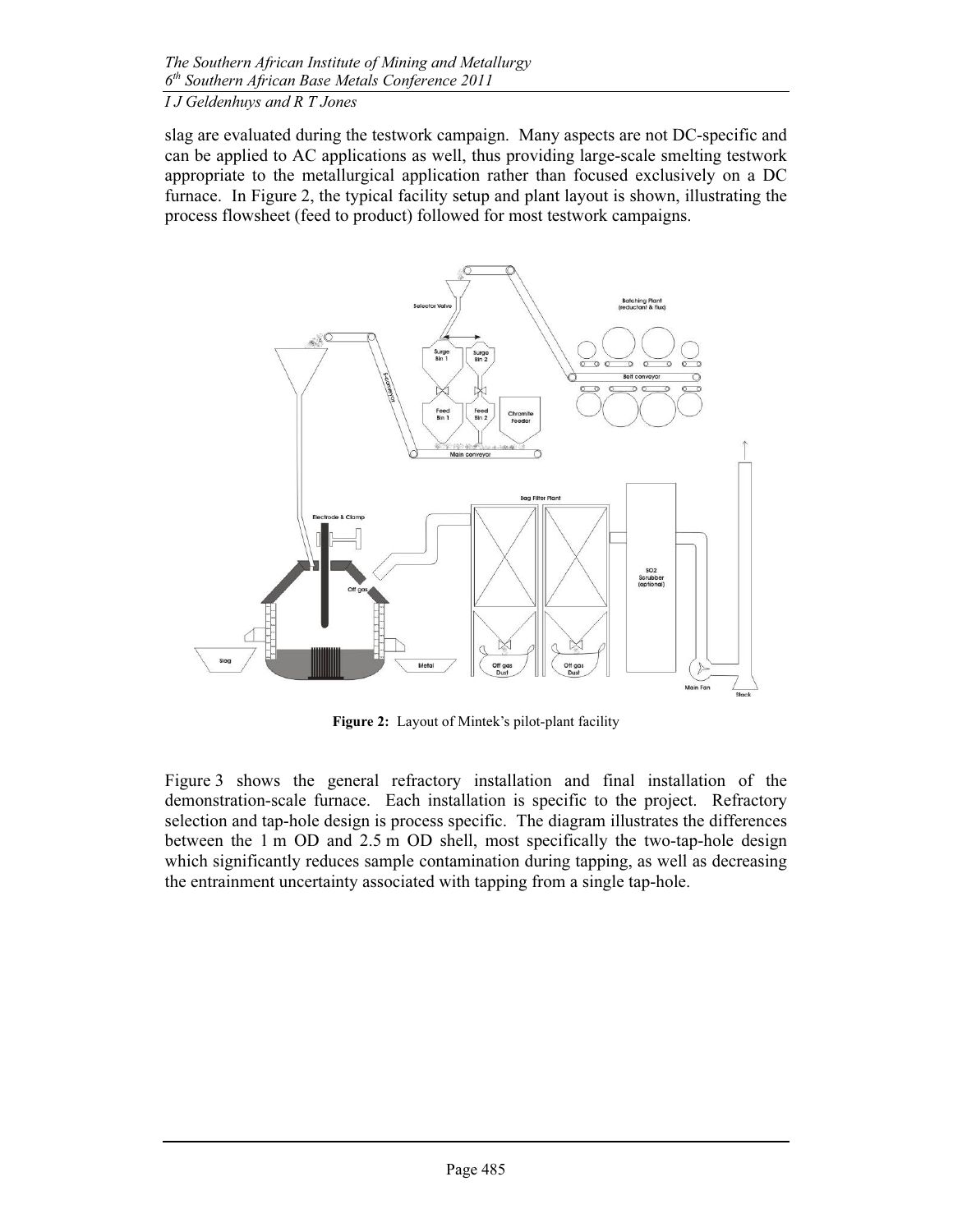slag are evaluated during the testwork campaign. Many aspects are not DC-specific and can be applied to AC applications as well, thus providing large-scale smelting testwork appropriate to the metallurgical application rather than focused exclusively on a DC furnace. In Figure 2, the typical facility setup and plant layout is shown, illustrating the process flowsheet (feed to product) followed for most testwork campaigns.

**Figure 2:** Layout of Mintek's pilot-plant facility

Figure 3 shows the general refractory installation and final installation of the demonstration-scale furnace. Each installation is specific to the project. Refractory selection and tap-hole design is process specific. The diagram illustrates the differences between the 1 m OD and 2.5 m OD shell, most specifically the two-tap-hole design which significantly reduces sample contamination during tapping, as well as decreasing the entrainment uncertainty associated with tapping from a single tap-hole.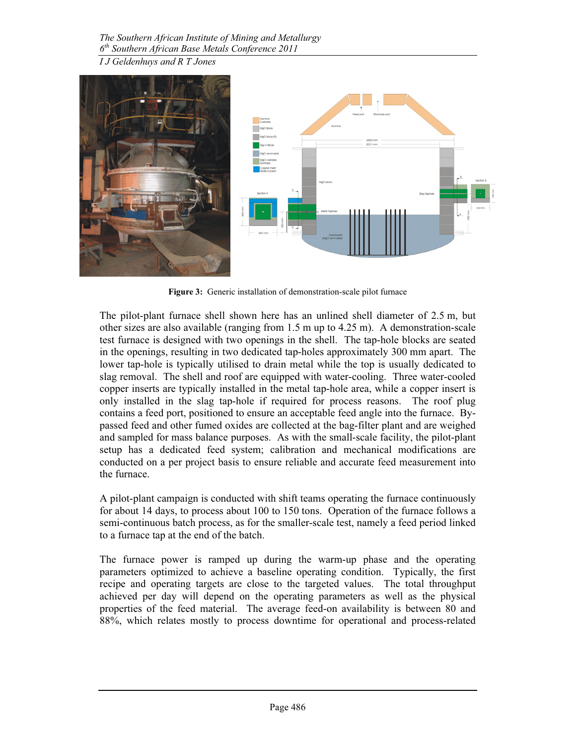**Figure 3:** Generic installation of demonstration-scale pilot furnace

The pilot-plant furnace shell shown here has an unlined shell diameter of 2.5 m, but other sizes are also available (ranging from 1.5 m up to 4.25 m). A demonstration-scale test furnace is designed with two openings in the shell. The tap-hole blocks are seated in the openings, resulting in two dedicated tap-holes approximately 300 mm apart. The lower tap-hole is typically utilised to drain metal while the top is usually dedicated to slag removal. The shell and roof are equipped with water-cooling. Three water-cooled copper inserts are typically installed in the metal tap-hole area, while a copper insert is only installed in the slag tap-hole if required for process reasons. The roof plug contains a feed port, positioned to ensure an acceptable feed angle into the furnace. By-passed feed and other fumed oxides are collected at the bag-filter plant and are weighed and sampled for mass balance purposes. As with the small-scale facility, the pilot-plant setup has a dedicated feed system; calibration and mechanical modifications are conducted on a per project basis to ensure reliable and accurate feed measurement into the furnace.

A pilot-plant campaign is conducted with shift teams operating the furnace continuously for about 14 days, to process about 100 to 150 tons. Operation of the furnace follows a semi-continuous batch process, as for the smaller-scale test, namely a feed period linked to a furnace tap at the end of the batch.

The furnace power is ramped up during the warm-up phase and the operating parameters optimized to achieve a baseline operating condition. Typically, the first recipe and operating targets are close to the targeted values. The total throughput achieved per day will depend on the operating parameters as well as the physical properties of the feed material. The average feed-on availability is between 80 and 88%, which relates mostly to process downtime for operational and process-related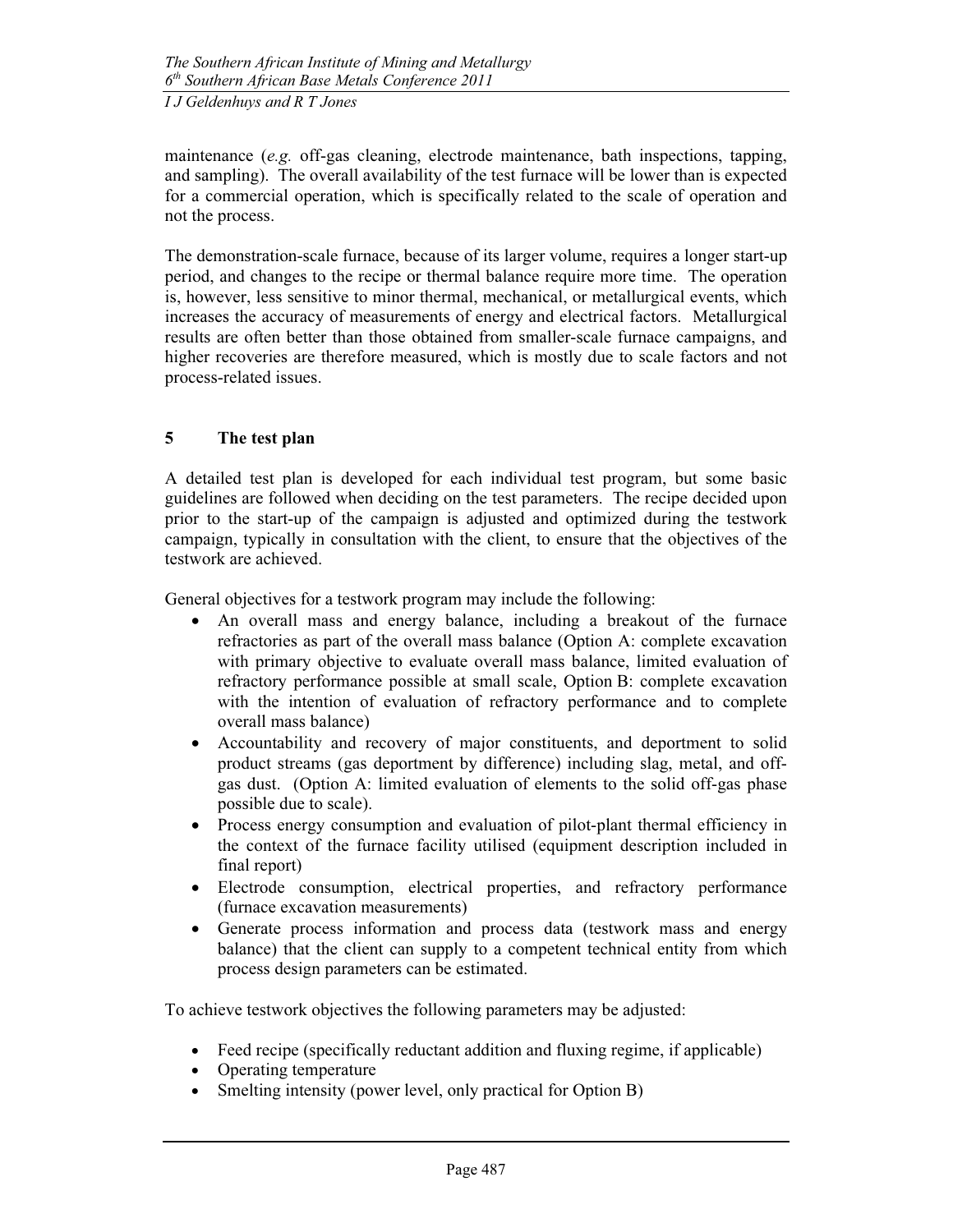maintenance (*e.g.* off-gas cleaning, electrode maintenance, bath inspections, tapping, and sampling). The overall availability of the test furnace will be lower than is expected for a commercial operation, which is specifically related to the scale of operation and not the process.

The demonstration-scale furnace, because of its larger volume, requires a longer start-up period, and changes to the recipe or thermal balance require more time. The operation is, however, less sensitive to minor thermal, mechanical, or metallurgical events, which increases the accuracy of measurements of energy and electrical factors. Metallurgical results are often better than those obtained from smaller-scale furnace campaigns, and higher recoveries are therefore measured, which is mostly due to scale factors and not process-related issues.

## 5 The test plan

A detailed test plan is developed for each individual test program, but some basic guidelines are followed when deciding on the test parameters. The recipe decided upon prior to the start-up of the campaign is adjusted and optimized during the testwork campaign, typically in consultation with the client, to ensure that the objectives of the testwork are achieved.

General objectives for a testwork program may include the following:

- An overall mass and energy balance, including a breakout of the furnace refractories as part of the overall mass balance (Option A: complete excavation with primary objective to evaluate overall mass balance, limited evaluation of refractory performance possible at small scale, Option B: complete excavation with the intention of evaluation of refractory performance and to complete overall mass balance)
- Accountability and recovery of major constituents, and deportment to solid product streams (gas deportment by difference) including slag, metal, and off-gas dust. (Option A: limited evaluation of elements to the solid off-gas phase possible due to scale).
- Process energy consumption and evaluation of pilot-plant thermal efficiency in the context of the furnace facility utilised (equipment description included in final report)
- Electrode consumption, electrical properties, and refractory performance (furnace excavation measurements)
- Generate process information and process data (testwork mass and energy balance) that the client can supply to a competent technical entity from which process design parameters can be estimated.

To achieve testwork objectives the following parameters may be adjusted:

- Feed recipe (specifically reductant addition and fluxing regime, if applicable)
- Operating temperature
- Smelting intensity (power level, only practical for Option B)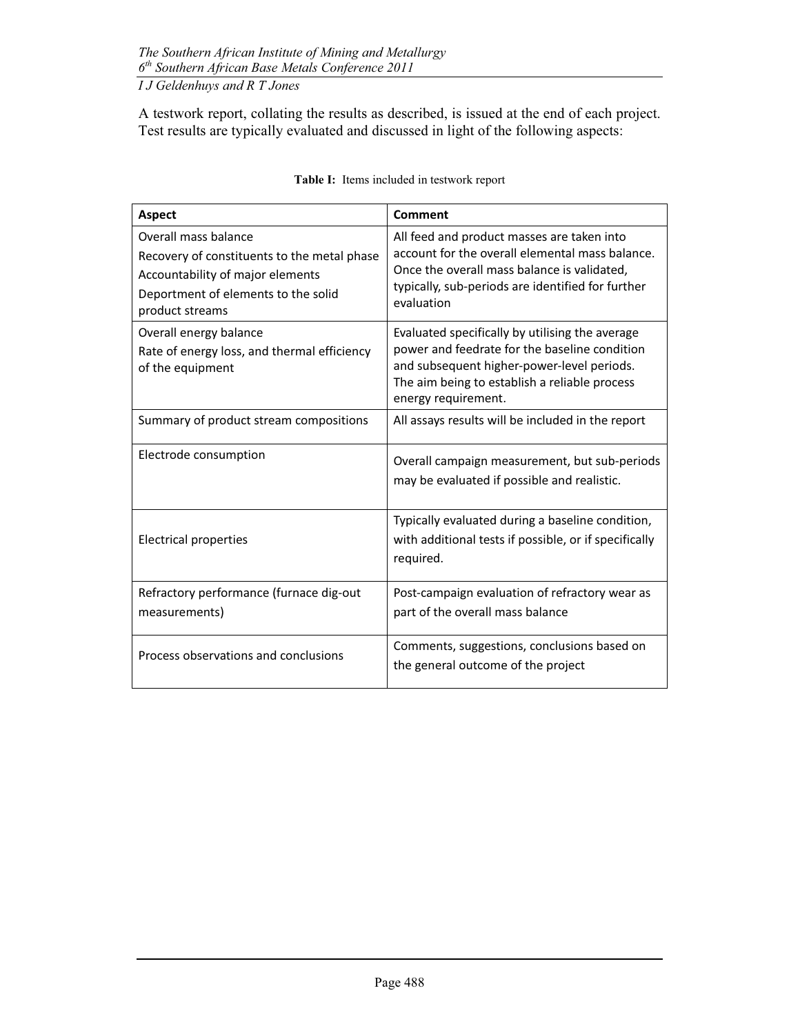A testwork report, collating the results as described, is issued at the end of each project. Test results are typically evaluated and discussed in light of the following aspects:

**Table I:** Items included in testwork report

| **Aspect** | **Comment** |
|---|---|
| Overall mass balance<br>Recovery of constituents to the metal phase<br>Accountability of major elements<br>Deportment of elements to the solid product streams | All feed and product masses are taken into account for the overall elemental mass balance. Once the overall mass balance is validated, typically, sub-periods are identified for further evaluation |
| Overall energy balance<br>Rate of energy loss, and thermal efficiency of the equipment | Evaluated specifically by utilising the average power and feedrate for the baseline condition and subsequent higher-power-level periods. The aim being to establish a reliable process energy requirement. |
| Summary of product stream compositions | All assays results will be included in the report |
| Electrode consumption | Overall campaign measurement, but sub-periods may be evaluated if possible and realistic. |
| Electrical properties | Typically evaluated during a baseline condition, with additional tests if possible, or if specifically required. |
| Refractory performance (furnace dig-out measurements) | Post-campaign evaluation of refractory wear as part of the overall mass balance |
| Process observations and conclusions | Comments, suggestions, conclusions based on the general outcome of the project |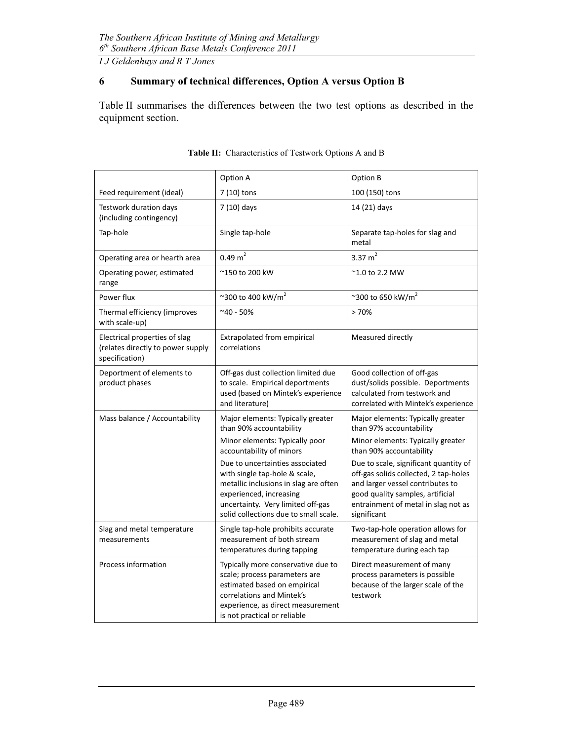## 6 Summary of technical differences, Option A versus Option B

Table II summarises the differences between the two test options as described in the equipment section.

**Table II:** Characteristics of Testwork Options A and B

| | Option A | Option B |
|---|---|---|
| Feed requirement (ideal) | 7 (10) tons | 100 (150) tons |
| Testwork duration days (including contingency) | 7 (10) days | 14 (21) days |
| Tap-hole | Single tap-hole | Separate tap-holes for slag and metal |
| Operating area or hearth area | 0.49 $m^2$ | 3.37 $m^2$ |
| Operating power, estimated range | ~150 to 200 kW | ~1.0 to 2.2 MW |
| Power flux | ~300 to 400 $kW/m^2$ | ~300 to 650 $kW/m^2$ |
| Thermal efficiency (improves with scale-up) | ~40 - 50% | > 70% |
| Electrical properties of slag (relates directly to power supply specification) | Extrapolated from empirical correlations | Measured directly |
| Deportment of elements to product phases | Off-gas dust collection limited due to scale. Empirical deportments used (based on Mintek's experience and literature) | Good collection of off-gas dust/solids possible. Deportments calculated from testwork and correlated with Mintek's experience |
| Mass balance / Accountability | Major elements: Typically greater than 90% accountability<br>Minor elements: Typically poor accountability of minors<br>Due to uncertainties associated with single tap-hole & scale, metallic inclusions in slag are often experienced, increasing uncertainty. Very limited off-gas solid collections due to small scale. | Major elements: Typically greater than 97% accountability<br>Minor elements: Typically greater than 90% accountability<br>Due to scale, significant quantity of off-gas solids collected, 2 tap-holes and larger vessel contributes to good quality samples, artificial entrainment of metal in slag not as significant |
| Slag and metal temperature measurements | Single tap-hole prohibits accurate measurement of both stream temperatures during tapping | Two-tap-hole operation allows for measurement of slag and metal temperature during each tap |
| Process information | Typically more conservative due to scale; process parameters are estimated based on empirical correlations and Mintek's experience, as direct measurement is not practical or reliable | Direct measurement of many process parameters is possible because of the larger scale of the testwork |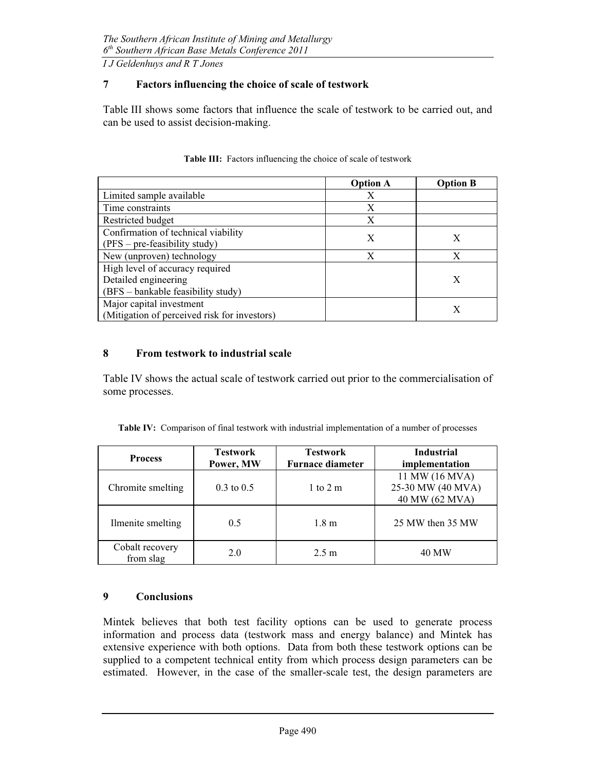## 7 Factors influencing the choice of scale of testwork

Table III shows some factors that influence the scale of testwork to be carried out, and can be used to assist decision-making.

**Table III:** Factors influencing the choice of scale of testwork

| | Option A | Option B |
|---|---|---|
| Limited sample available | X | |
| Time constraints | X | |
| Restricted budget | X | |
| Confirmation of technical viability (PFS – pre-feasibility study) | X | X |
| New (unproven) technology | X | X |
| High level of accuracy required Detailed engineering (BFS – bankable feasibility study) | | X |
| Major capital investment (Mitigation of perceived risk for investors) | | X |

## 8 From testwork to industrial scale

Table IV shows the actual scale of testwork carried out prior to the commercialisation of some processes.

**Table IV:** Comparison of final testwork with industrial implementation of a number of processes

| Process | Testwork Power, MW | Testwork Furnace diameter | Industrial implementation |
|---|---|---|---|
| Chromite smelting | 0.3 to 0.5 | 1 to 2 m | 11 MW (16 MVA)<br>25-30 MW (40 MVA)<br>40 MW (62 MVA) |
| Ilmenite smelting | 0.5 | 1.8 m | 25 MW then 35 MW |
| Cobalt recovery from slag | 2.0 | 2.5 m | 40 MW |

## 9 Conclusions

Mintek believes that both test facility options can be used to generate process information and process data (testwork mass and energy balance) and Mintek has extensive experience with both options. Data from both these testwork options can be supplied to a competent technical entity from which process design parameters can be estimated. However, in the case of the smaller-scale test, the design parameters are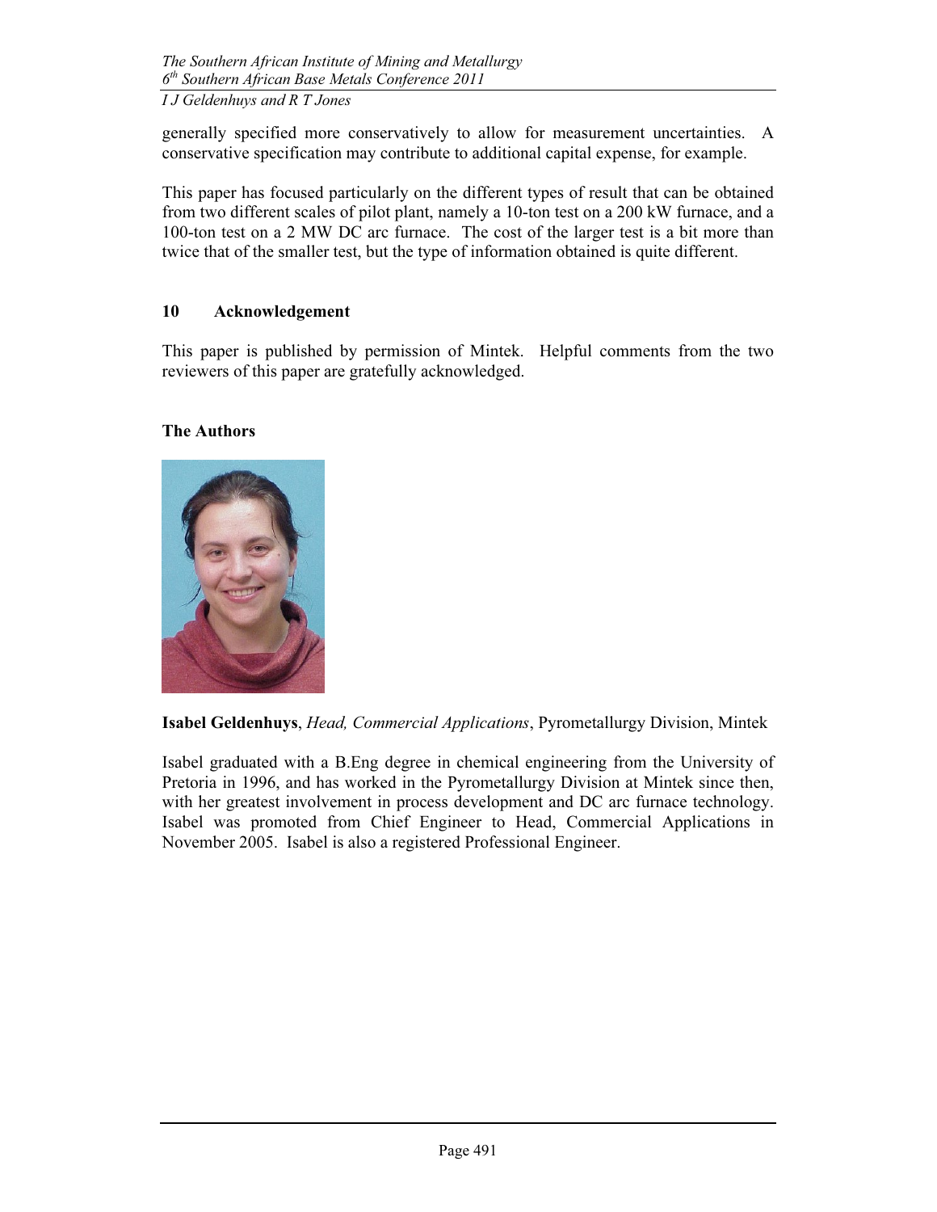generally specified more conservatively to allow for measurement uncertainties. A conservative specification may contribute to additional capital expense, for example.

This paper has focused particularly on the different types of result that can be obtained from two different scales of pilot plant, namely a 10-ton test on a 200 kW furnace, and a 100-ton test on a 2 MW DC arc furnace. The cost of the larger test is a bit more than twice that of the smaller test, but the type of information obtained is quite different.

## 10 Acknowledgement

This paper is published by permission of Mintek. Helpful comments from the two reviewers of this paper are gratefully acknowledged.

## The Authors

**Isabel Geldenhuys**, *Head, Commercial Applications*, Pyrometallurgy Division, Mintek

Isabel graduated with a B.Eng degree in chemical engineering from the University of Pretoria in 1996, and has worked in the Pyrometallurgy Division at Mintek since then, with her greatest involvement in process development and DC arc furnace technology. Isabel was promoted from Chief Engineer to Head, Commercial Applications in November 2005. Isabel is also a registered Professional Engineer.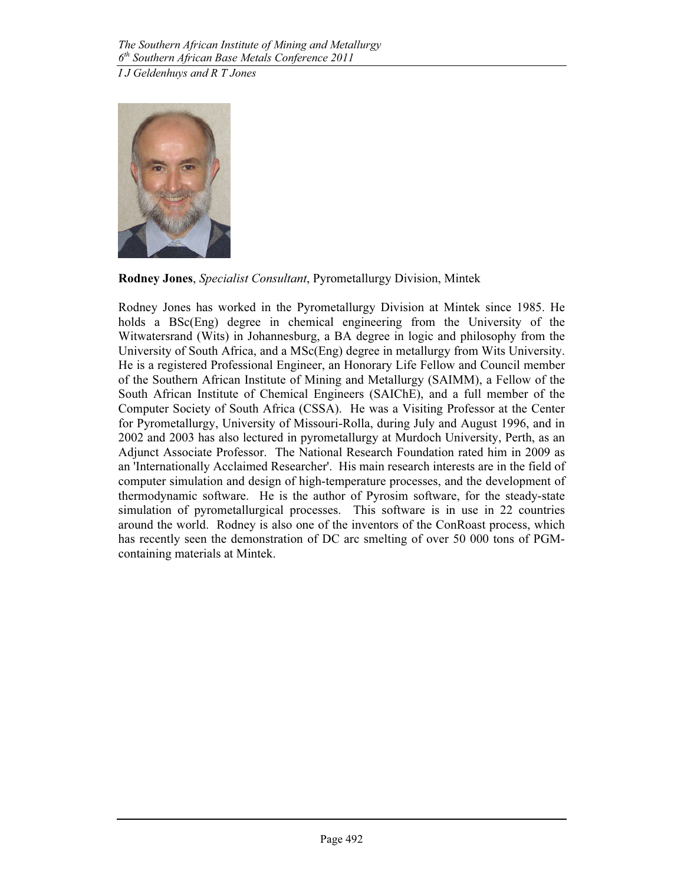**Rodney Jones**, *Specialist Consultant*, Pyrometallurgy Division, Mintek

Rodney Jones has worked in the Pyrometallurgy Division at Mintek since 1985. He holds a BSc(Eng) degree in chemical engineering from the University of the Witwatersrand (Wits) in Johannesburg, a BA degree in logic and philosophy from the University of South Africa, and a MSc(Eng) degree in metallurgy from Wits University. He is a registered Professional Engineer, an Honorary Life Fellow and Council member of the Southern African Institute of Mining and Metallurgy (SAIMM), a Fellow of the South African Institute of Chemical Engineers (SAIChE), and a full member of the Computer Society of South Africa (CSSA). He was a Visiting Professor at the Center for Pyrometallurgy, University of Missouri-Rolla, during July and August 1996, and in 2002 and 2003 has also lectured in pyrometallurgy at Murdoch University, Perth, as an Adjunct Associate Professor. The National Research Foundation rated him in 2009 as an 'Internationally Acclaimed Researcher'. His main research interests are in the field of computer simulation and design of high-temperature processes, and the development of thermodynamic software. He is the author of Pyrosim software, for the steady-state simulation of pyrometallurgical processes. This software is in use in 22 countries around the world. Rodney is also one of the inventors of the ConRoast process, which has recently seen the demonstration of DC arc smelting of over 50 000 tons of PGM-containing materials at Mintek.